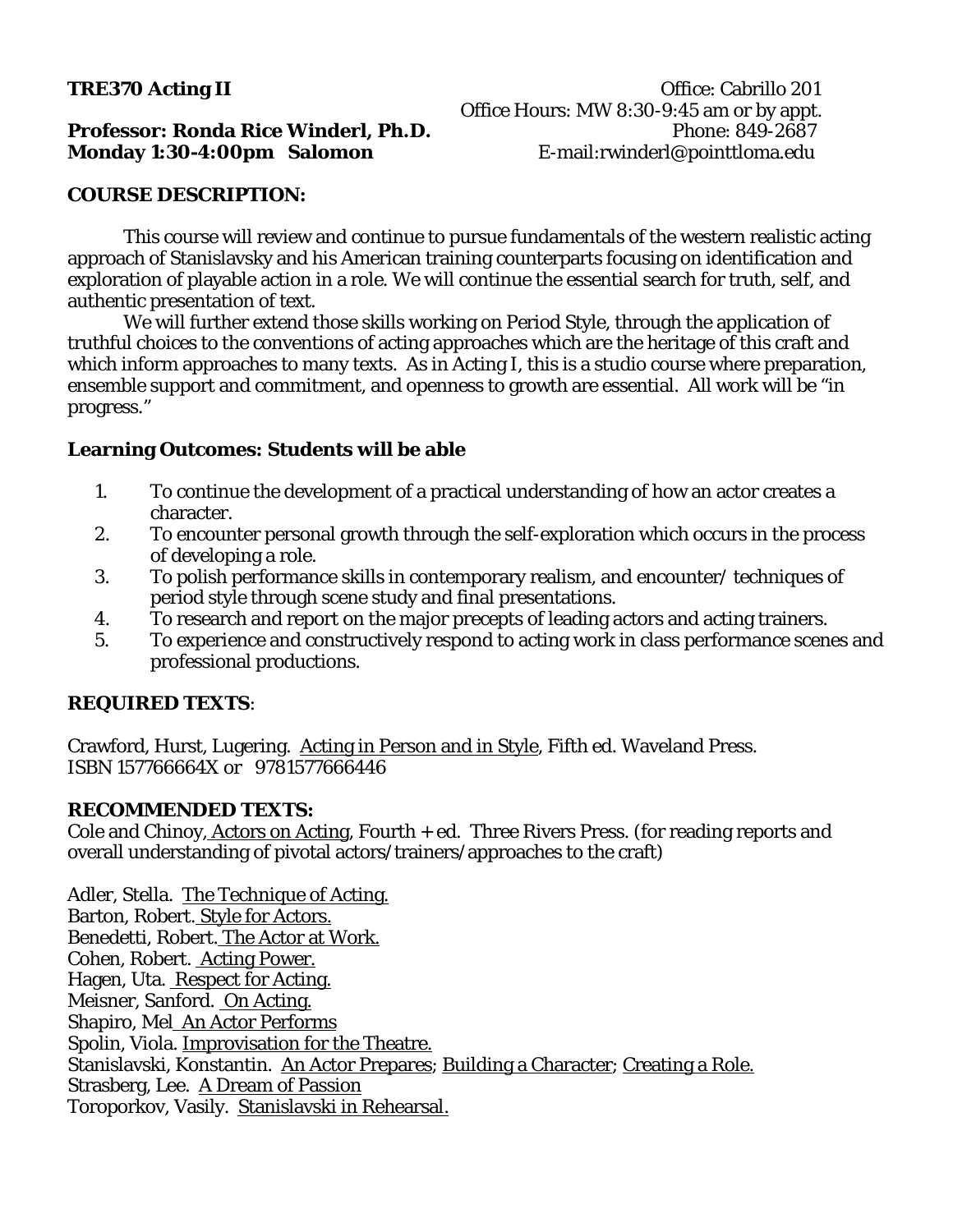**TRE370 Acting II**

Office: Cabrillo 201
Office Hours: MW 8:30-9:45 am or by appt.
Phone: 849-2687
E-mail:rwinderl@pointtloma.edu

**Professor: Ronda Rice Winderl, Ph.D.**
**Monday 1:30-4:00pm Salomon**

## COURSE DESCRIPTION:

This course will review and continue to pursue fundamentals of the western realistic acting approach of Stanislavsky and his American training counterparts focusing on identification and exploration of playable action in a role. We will continue the essential search for truth, self, and authentic presentation of text.

We will further extend those skills working on Period Style, through the application of truthful choices to the conventions of acting approaches which are the heritage of this craft and which inform approaches to many texts. As in Acting I, this is a studio course where preparation, ensemble support and commitment, and openness to growth are essential. All work will be "in progress."

## Learning Outcomes: Students will be able

1. To continue the development of a practical understanding of how an actor creates a character.
2. To encounter personal growth through the self-exploration which occurs in the process of developing a role.
3. To polish performance skills in contemporary realism, and encounter/ techniques of period style through scene study and final presentations.
4. To research and report on the major precepts of leading actors and acting trainers.
5. To experience and constructively respond to acting work in class performance scenes and professional productions.

## REQUIRED TEXTS:

Crawford, Hurst, Lugering. Acting in Person and in Style, Fifth ed. Waveland Press. ISBN 157766664X or 9781577666446

## RECOMMENDED TEXTS:

Cole and Chinoy, Actors on Acting, Fourth + ed. Three Rivers Press. (for reading reports and overall understanding of pivotal actors/trainers/approaches to the craft)

Adler, Stella. The Technique of Acting.
Barton, Robert. Style for Actors.
Benedetti, Robert. The Actor at Work.
Cohen, Robert. Acting Power.
Hagen, Uta. Respect for Acting.
Meisner, Sanford. On Acting.
Shapiro, Mel An Actor Performs
Spolin, Viola. Improvisation for the Theatre.
Stanislavski, Konstantin. An Actor Prepares; Building a Character; Creating a Role.
Strasberg, Lee. A Dream of Passion
Toroporkov, Vasily. Stanislavski in Rehearsal.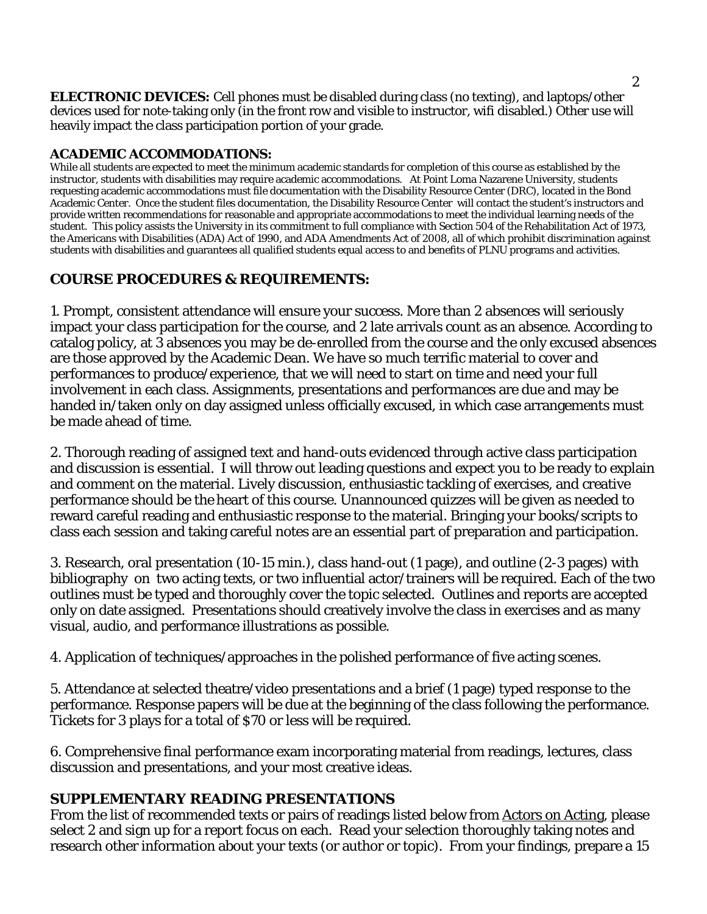**ELECTRONIC DEVICES:** Cell phones must be disabled during class (no texting), and laptops/other devices used for note-taking only (in the front row and visible to instructor, wifi disabled.) Other use will heavily impact the class participation portion of your grade.

**ACADEMIC ACCOMMODATIONS:**

While all students are expected to meet the minimum academic standards for completion of this course as established by the instructor, students with disabilities may require academic accommodations. At Point Loma Nazarene University, students requesting academic accommodations must file documentation with the Disability Resource Center (DRC), located in the Bond Academic Center. Once the student files documentation, the Disability Resource Center will contact the student's instructors and provide written recommendations for reasonable and appropriate accommodations to meet the individual learning needs of the student. This policy assists the University in its commitment to full compliance with Section 504 of the Rehabilitation Act of 1973, the Americans with Disabilities (ADA) Act of 1990, and ADA Amendments Act of 2008, all of which prohibit discrimination against students with disabilities and guarantees all qualified students equal access to and benefits of PLNU programs and activities.

## COURSE PROCEDURES & REQUIREMENTS:

1. Prompt, consistent attendance will ensure your success. More than 2 absences will seriously impact your class participation for the course, and 2 late arrivals count as an absence. According to catalog policy, at 3 absences you may be de-enrolled from the course and the only excused absences are those approved by the Academic Dean. We have so much terrific material to cover and performances to produce/experience, that we will need to start on time and need your full involvement in each class. Assignments, presentations and performances are due and may be handed in/taken only on day assigned unless officially excused, in which case arrangements must be made ahead of time.

2. Thorough reading of assigned text and hand-outs evidenced through active class participation and discussion is essential. I will throw out leading questions and expect you to be ready to explain and comment on the material. Lively discussion, enthusiastic tackling of exercises, and creative performance should be the heart of this course. Unannounced quizzes will be given as needed to reward careful reading and enthusiastic response to the material. Bringing your books/scripts to class each session and taking careful notes are an essential part of preparation and participation.

3. Research, oral presentation (10-15 min.), class hand-out (1 page), and outline (2-3 pages) with bibliography on two acting texts, or two influential actor/trainers will be required. Each of the two outlines must be typed and thoroughly cover the topic selected. Outlines and reports are accepted only on date assigned. Presentations should creatively involve the class in exercises and as many visual, audio, and performance illustrations as possible.

4. Application of techniques/approaches in the polished performance of five acting scenes.

5. Attendance at selected theatre/video presentations and a brief (1 page) typed response to the performance. Response papers will be due at the beginning of the class following the performance. Tickets for 3 plays for a total of $70 or less will be required.

6. Comprehensive final performance exam incorporating material from readings, lectures, class discussion and presentations, and your most creative ideas.

## SUPPLEMENTARY READING PRESENTATIONS

From the list of recommended texts or pairs of readings listed below from Actors on Acting, please select 2 and sign up for a report focus on each. Read your selection thoroughly taking notes and research other information about your texts (or author or topic). From your findings, prepare a 15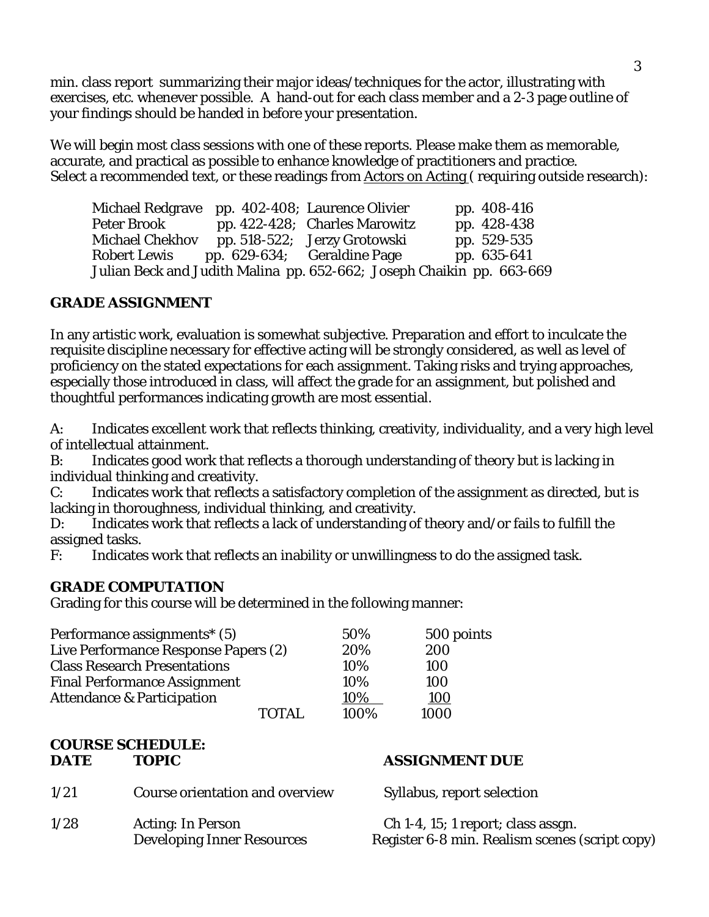min. class report summarizing their major ideas/techniques for the actor, illustrating with exercises, etc. whenever possible. A hand-out for each class member and a 2-3 page outline of your findings should be handed in before your presentation.

We will begin most class sessions with one of these reports. Please make them as memorable, accurate, and practical as possible to enhance knowledge of practitioners and practice. Select a recommended text, or these readings from Actors on Acting ( requiring outside research):

| | | | |
|---|---|---|---|
| Michael Redgrave | pp. 402-408; | Laurence Olivier | pp. 408-416 |
| Peter Brook | pp. 422-428; | Charles Marowitz | pp. 428-438 |
| Michael Chekhov | pp. 518-522; | Jerzy Grotowski | pp. 529-535 |
| Robert Lewis | pp. 629-634; | Geraldine Page | pp. 635-641 |

Julian Beck and Judith Malina pp. 652-662; Joseph Chaikin pp. 663-669

## GRADE ASSIGNMENT

In any artistic work, evaluation is somewhat subjective. Preparation and effort to inculcate the requisite discipline necessary for effective acting will be strongly considered, as well as level of proficiency on the stated expectations for each assignment. Taking risks and trying approaches, especially those introduced in class, will affect the grade for an assignment, but polished and thoughtful performances indicating growth are most essential.

A: Indicates excellent work that reflects thinking, creativity, individuality, and a very high level of intellectual attainment.
B: Indicates good work that reflects a thorough understanding of theory but is lacking in individual thinking and creativity.
C: Indicates work that reflects a satisfactory completion of the assignment as directed, but is lacking in thoroughness, individual thinking, and creativity.
D: Indicates work that reflects a lack of understanding of theory and/or fails to fulfill the assigned tasks.
F: Indicates work that reflects an inability or unwillingness to do the assigned task.

## GRADE COMPUTATION

Grading for this course will be determined in the following manner:

| | | |
|---|---|---|
| Performance assignments* (5) | 50% | 500 points |
| Live Performance Response Papers (2) | 20% | 200 |
| Class Research Presentations | 10% | 100 |
| Final Performance Assignment | 10% | 100 |
| Attendance & Participation | 10% | 100 |
| TOTAL | 100% | 1000 |

## COURSE SCHEDULE:

| DATE | TOPIC | ASSIGNMENT DUE |
|---|---|---|
| 1/21 | Course orientation and overview | Syllabus, report selection |
| 1/28 | Acting: In Person<br>Developing Inner Resources | Ch 1-4, 15; 1 report; class assgn.<br>Register 6-8 min. Realism scenes (script copy) |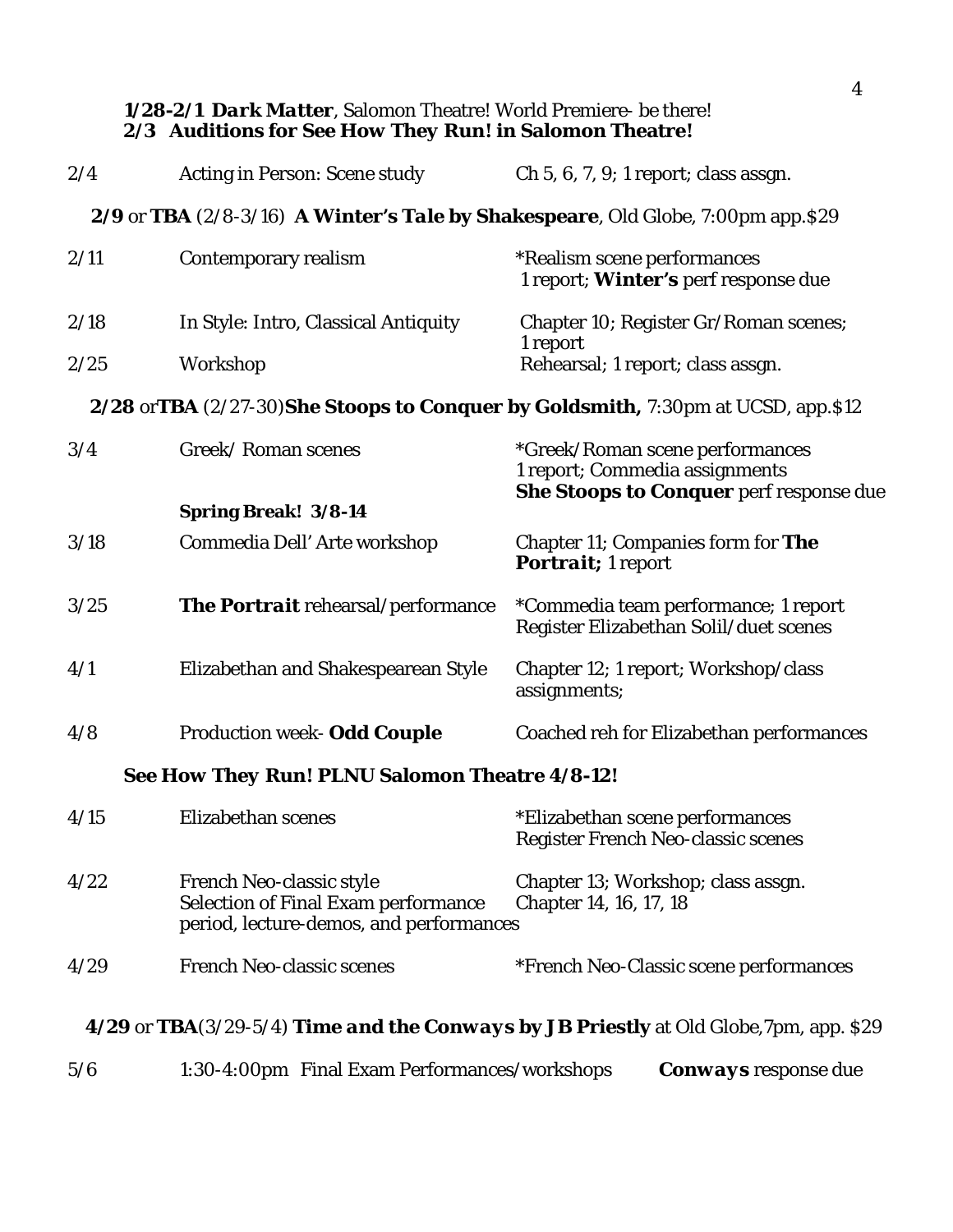***1/28-2/1 Dark Matter***, Salomon Theatre! World Premiere- be there!
**2/3 Auditions for *See How They Run!* in Salomon Theatre!**

| | | |
|---|---|---|
| 2/4 | Acting in Person: Scene study | Ch 5, 6, 7, 9; 1 report; class assgn. |

**2/9** or **TBA** (2/8-3/16) ***A Winter's Tale* by Shakespeare**, Old Globe, 7:00pm app.$29

| | | |
|---|---|---|
| 2/11 | Contemporary realism | *Realism scene performances<br>1 report; ***Winter's*** perf response due |
| 2/18 | In Style: Intro, Classical Antiquity | Chapter 10; Register Gr/Roman scenes; 1 report |
| 2/25 | Workshop | Rehearsal; 1 report; class assgn. |

**2/28** or**TBA** (2/27-30)***She Stoops to Conquer* by Goldsmith,** 7:30pm at UCSD, app.$12

| | | |
|---|---|---|
| 3/4 | Greek/ Roman scenes | *Greek/Roman scene performances<br>1 report; Commedia assignments<br>***She Stoops to Conquer*** perf response due |
| | **Spring Break! 3/8-14** | |
| 3/18 | Commedia Dell' Arte workshop | Chapter 11; Companies form for ***The Portrait;*** 1 report |
| 3/25 | ***The Portrait*** rehearsal/performance | *Commedia team performance; 1 report<br>Register Elizabethan Solil/duet scenes |
| 4/1 | Elizabethan and Shakespearean Style | Chapter 12; 1 report; Workshop/class assignments; |
| 4/8 | Production week- **Odd Couple** | Coached reh for Elizabethan performances |

***See How They Run!* PLNU Salomon Theatre 4/8-12!**

| | | |
|---|---|---|
| 4/15 | Elizabethan scenes | *Elizabethan scene performances<br>Register French Neo-classic scenes |
| 4/22 | French Neo-classic style<br>Selection of Final Exam performance period, lecture-demos, and performances | Chapter 13; Workshop; class assgn.<br>Chapter 14, 16, 17, 18 |
| 4/29 | French Neo-classic scenes | *French Neo-Classic scene performances |

**4/29** or **TBA**(3/29-5/4) ***Time and the Conways* by JB Priestly** at Old Globe,7pm, app. $29

| | | |
|---|---|---|
| 5/6 | 1:30-4:00pm Final Exam Performances/workshops | ***Conways*** response due |